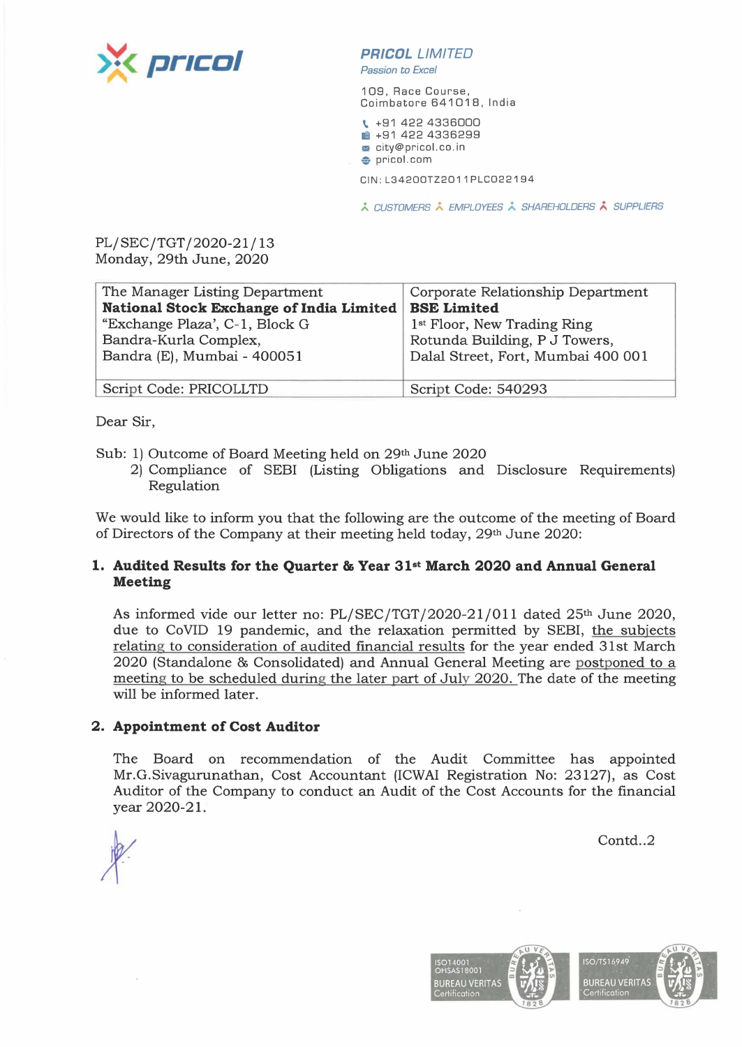**PRICOL LIMITED**
*Passion to Excel*

109, Race Course,
Coimbatore 641018, India

+91 422 4336000
+91 422 4336299
city@pricol.co.in
pricol.com

CIN: L34200TZ2011PLC022194

CUSTOMERS EMPLOYEES SHAREHOLDERS SUPPLIERS

PL/SEC/TGT/2020-21/13
Monday, 29th June, 2020

| The Manager Listing Department **National Stock Exchange of India Limited** "Exchange Plaza', C-1, Block G Bandra-Kurla Complex, Bandra (E), Mumbai - 400051 | Corporate Relationship Department **BSE Limited** 1st Floor, New Trading Ring Rotunda Building, P J Towers, Dalal Street, Fort, Mumbai 400 001 |
|---|---|
| Script Code: PRICOLLTD | Script Code: 540293 |

Dear Sir,

Sub: 1) Outcome of Board Meeting held on 29th June 2020
2) Compliance of SEBI (Listing Obligations and Disclosure Requirements) Regulation

We would like to inform you that the following are the outcome of the meeting of Board of Directors of the Company at their meeting held today, 29th June 2020:

**1. Audited Results for the Quarter & Year 31st March 2020 and Annual General Meeting**

As informed vide our letter no: PL/SEC/TGT/2020-21/011 dated 25th June 2020, due to CoVID 19 pandemic, and the relaxation permitted by SEBI, the subjects relating to consideration of audited financial results for the year ended 31st March 2020 (Standalone & Consolidated) and Annual General Meeting are postponed to a meeting to be scheduled during the later part of July 2020. The date of the meeting will be informed later.

**2. Appointment of Cost Auditor**

The Board on recommendation of the Audit Committee has appointed Mr.G.Sivagurunathan, Cost Accountant (ICWAI Registration No: 23127), as Cost Auditor of the Company to conduct an Audit of the Cost Accounts for the financial year 2020-21.

Contd..2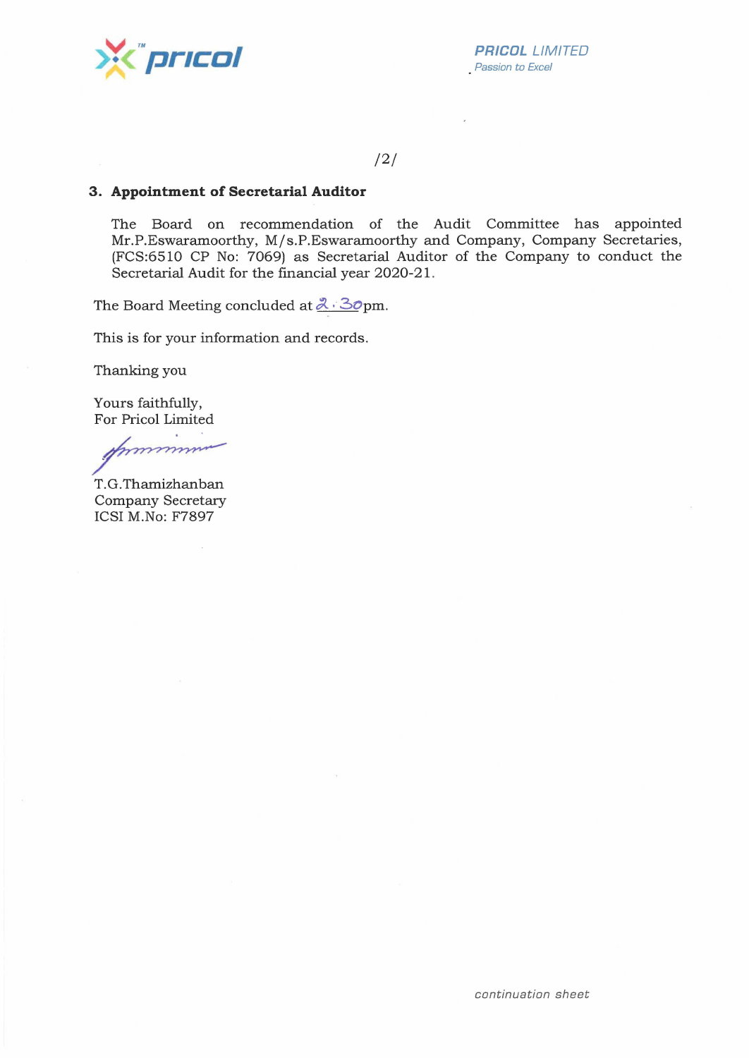### 3. Appointment of Secretarial Auditor

The Board on recommendation of the Audit Committee has appointed Mr.P.Eswaramoorthy, M/s.P.Eswaramoorthy and Company, Company Secretaries, (FCS:6510 CP No: 7069) as Secretarial Auditor of the Company to conduct the Secretarial Audit for the financial year 2020-21.

The Board Meeting concluded at 2.30pm.

This is for your information and records.

Thanking you

Yours faithfully,
For Pricol Limited

T.G.Thamizhanban
Company Secretary
ICSI M.No: F7897